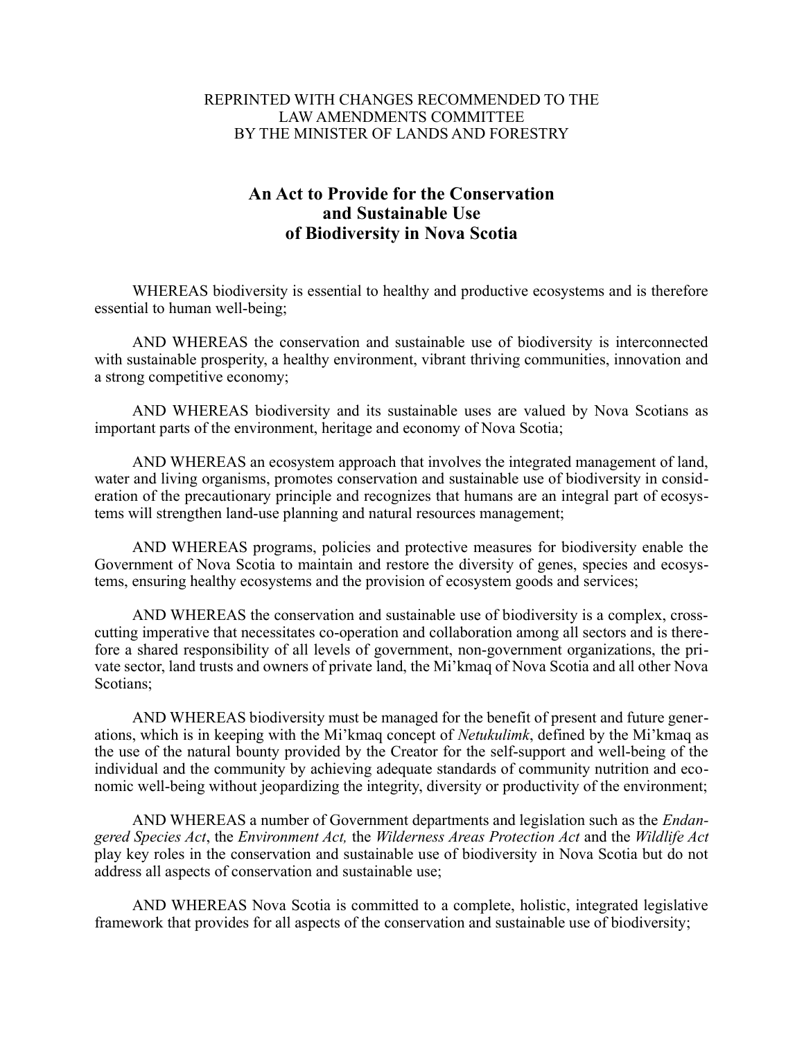REPRINTED WITH CHANGES RECOMMENDED TO THE
LAW AMENDMENTS COMMITTEE
BY THE MINISTER OF LANDS AND FORESTRY

# An Act to Provide for the Conservation and Sustainable Use of Biodiversity in Nova Scotia

WHEREAS biodiversity is essential to healthy and productive ecosystems and is therefore essential to human well-being;

AND WHEREAS the conservation and sustainable use of biodiversity is interconnected with sustainable prosperity, a healthy environment, vibrant thriving communities, innovation and a strong competitive economy;

AND WHEREAS biodiversity and its sustainable uses are valued by Nova Scotians as important parts of the environment, heritage and economy of Nova Scotia;

AND WHEREAS an ecosystem approach that involves the integrated management of land, water and living organisms, promotes conservation and sustainable use of biodiversity in consideration of the precautionary principle and recognizes that humans are an integral part of ecosystems will strengthen land-use planning and natural resources management;

AND WHEREAS programs, policies and protective measures for biodiversity enable the Government of Nova Scotia to maintain and restore the diversity of genes, species and ecosystems, ensuring healthy ecosystems and the provision of ecosystem goods and services;

AND WHEREAS the conservation and sustainable use of biodiversity is a complex, cross-cutting imperative that necessitates co-operation and collaboration among all sectors and is therefore a shared responsibility of all levels of government, non-government organizations, the private sector, land trusts and owners of private land, the Mi'kmaq of Nova Scotia and all other Nova Scotians;

AND WHEREAS biodiversity must be managed for the benefit of present and future generations, which is in keeping with the Mi'kmaq concept of *Netukulimk*, defined by the Mi'kmaq as the use of the natural bounty provided by the Creator for the self-support and well-being of the individual and the community by achieving adequate standards of community nutrition and economic well-being without jeopardizing the integrity, diversity or productivity of the environment;

AND WHEREAS a number of Government departments and legislation such as the *Endangered Species Act*, the *Environment Act,* the *Wilderness Areas Protection Act* and the *Wildlife Act* play key roles in the conservation and sustainable use of biodiversity in Nova Scotia but do not address all aspects of conservation and sustainable use;

AND WHEREAS Nova Scotia is committed to a complete, holistic, integrated legislative framework that provides for all aspects of the conservation and sustainable use of biodiversity;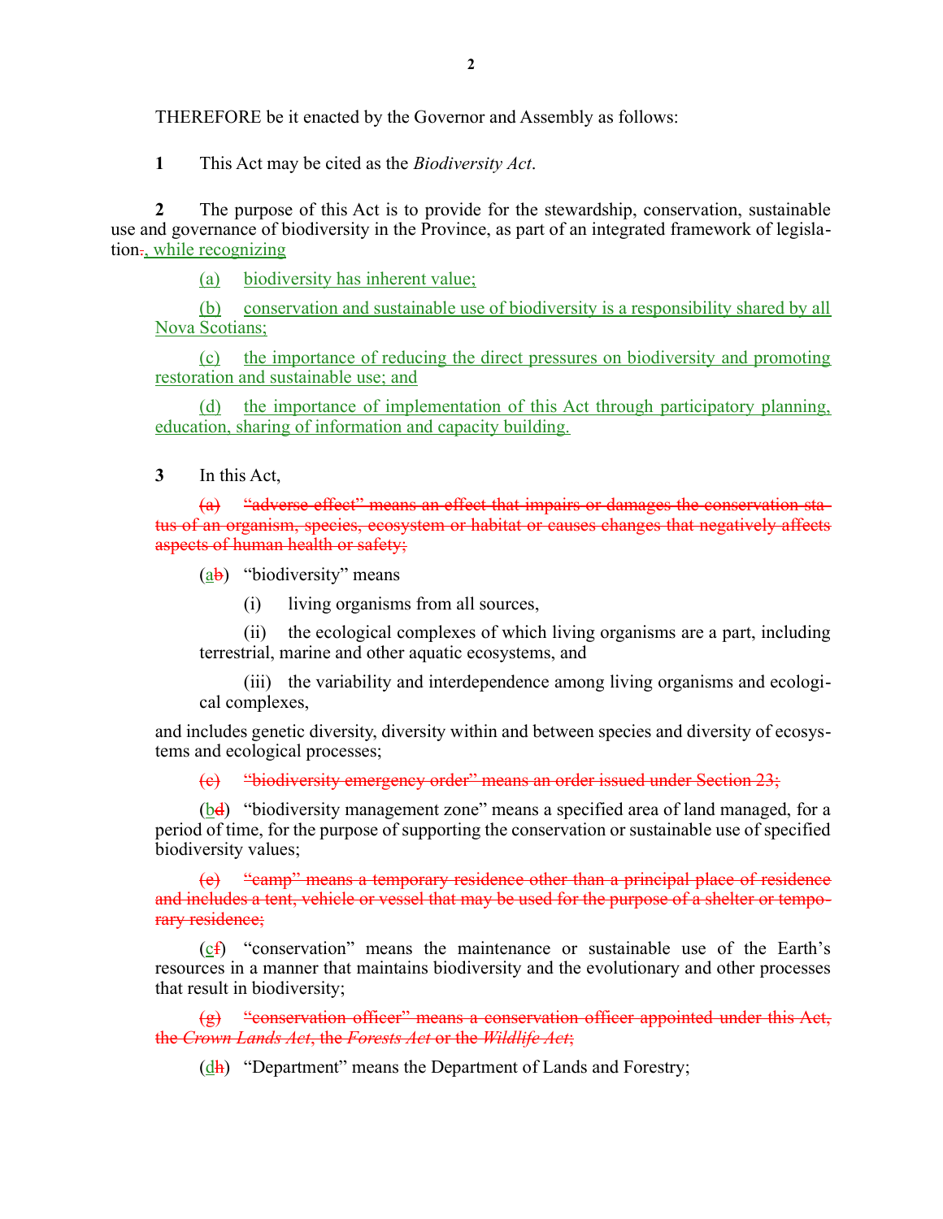THEREFORE be it enacted by the Governor and Assembly as follows:

**1** This Act may be cited as the *Biodiversity Act*.

**2** The purpose of this Act is to provide for the stewardship, conservation, sustainable use and governance of biodiversity in the Province, as part of an integrated framework of legislation~~.~~, while recognizing

(a) biodiversity has inherent value;

(b) conservation and sustainable use of biodiversity is a responsibility shared by all Nova Scotians;

(c) the importance of reducing the direct pressures on biodiversity and promoting restoration and sustainable use; and

(d) the importance of implementation of this Act through participatory planning, education, sharing of information and capacity building.

**3** In this Act,

~~(a) "adverse effect" means an effect that impairs or damages the conservation status of an organism, species, ecosystem or habitat or causes changes that negatively affects aspects of human health or safety;~~

(a~~b~~) "biodiversity" means

(i) living organisms from all sources,

(ii) the ecological complexes of which living organisms are a part, including terrestrial, marine and other aquatic ecosystems, and

(iii) the variability and interdependence among living organisms and ecological complexes,

and includes genetic diversity, diversity within and between species and diversity of ecosystems and ecological processes;

~~(c) "biodiversity emergency order" means an order issued under Section 23;~~

(b~~d~~) "biodiversity management zone" means a specified area of land managed, for a period of time, for the purpose of supporting the conservation or sustainable use of specified biodiversity values;

~~(e) "camp" means a temporary residence other than a principal place of residence and includes a tent, vehicle or vessel that may be used for the purpose of a shelter or temporary residence;~~

(c~~f~~) "conservation" means the maintenance or sustainable use of the Earth's resources in a manner that maintains biodiversity and the evolutionary and other processes that result in biodiversity;

~~(g) "conservation officer" means a conservation officer appointed under this Act, the *Crown Lands Act*, the *Forests Act* or the *Wildlife Act*;~~

(d~~h~~) "Department" means the Department of Lands and Forestry;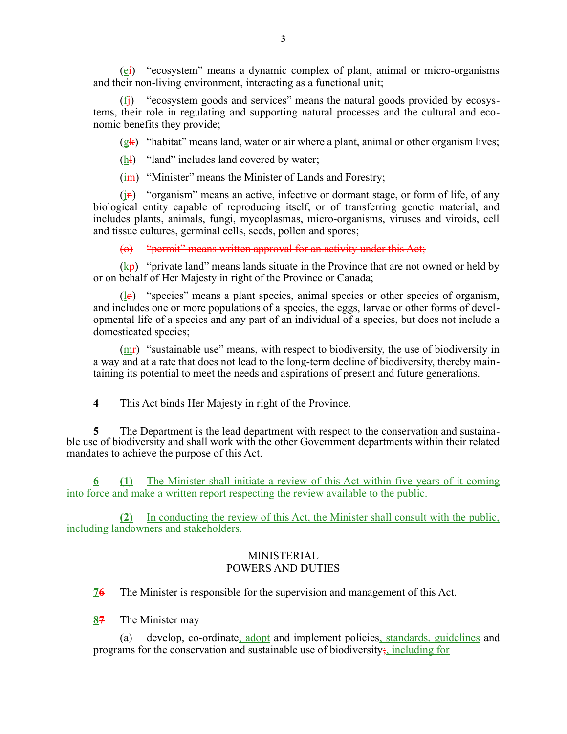(<u>e</u>~~i~~) "ecosystem" means a dynamic complex of plant, animal or micro-organisms and their non-living environment, interacting as a functional unit;

(<u>f</u>~~j~~) "ecosystem goods and services" means the natural goods provided by ecosystems, their role in regulating and supporting natural processes and the cultural and economic benefits they provide;

(<u>g</u>~~k~~) "habitat" means land, water or air where a plant, animal or other organism lives;

(<u>h</u>~~l~~) "land" includes land covered by water;

(<u>i</u>~~m~~) "Minister" means the Minister of Lands and Forestry;

(<u>j</u>~~n~~) "organism" means an active, infective or dormant stage, or form of life, of any biological entity capable of reproducing itself, or of transferring genetic material, and includes plants, animals, fungi, mycoplasmas, micro-organisms, viruses and viroids, cell and tissue cultures, germinal cells, seeds, pollen and spores;

~~(o) "permit" means written approval for an activity under this Act;~~

(<u>k</u>~~p~~) "private land" means lands situate in the Province that are not owned or held by or on behalf of Her Majesty in right of the Province or Canada;

(<u>l</u>~~q~~) "species" means a plant species, animal species or other species of organism, and includes one or more populations of a species, the eggs, larvae or other forms of developmental life of a species and any part of an individual of a species, but does not include a domesticated species;

(<u>m</u>~~r~~) "sustainable use" means, with respect to biodiversity, the use of biodiversity in a way and at a rate that does not lead to the long-term decline of biodiversity, thereby maintaining its potential to meet the needs and aspirations of present and future generations.

**4** This Act binds Her Majesty in right of the Province.

**5** The Department is the lead department with respect to the conservation and sustainable use of biodiversity and shall work with the other Government departments within their related mandates to achieve the purpose of this Act.

<u>**6** **(1)** The Minister shall initiate a review of this Act within five years of it coming into force and make a written report respecting the review available to the public.</u>

<u>**(2)** In conducting the review of this Act, the Minister shall consult with the public, including landowners and stakeholders.</u>

## MINISTERIAL POWERS AND DUTIES

**<u>7</u>~~6~~** The Minister is responsible for the supervision and management of this Act.

**<u>8</u>~~7~~** The Minister may

(a) develop, co-ordinate<u>, adopt</u> and implement policies<u>, standards, guidelines</u> and programs for the conservation and sustainable use of biodiversity~~;~~<u>, including for</u>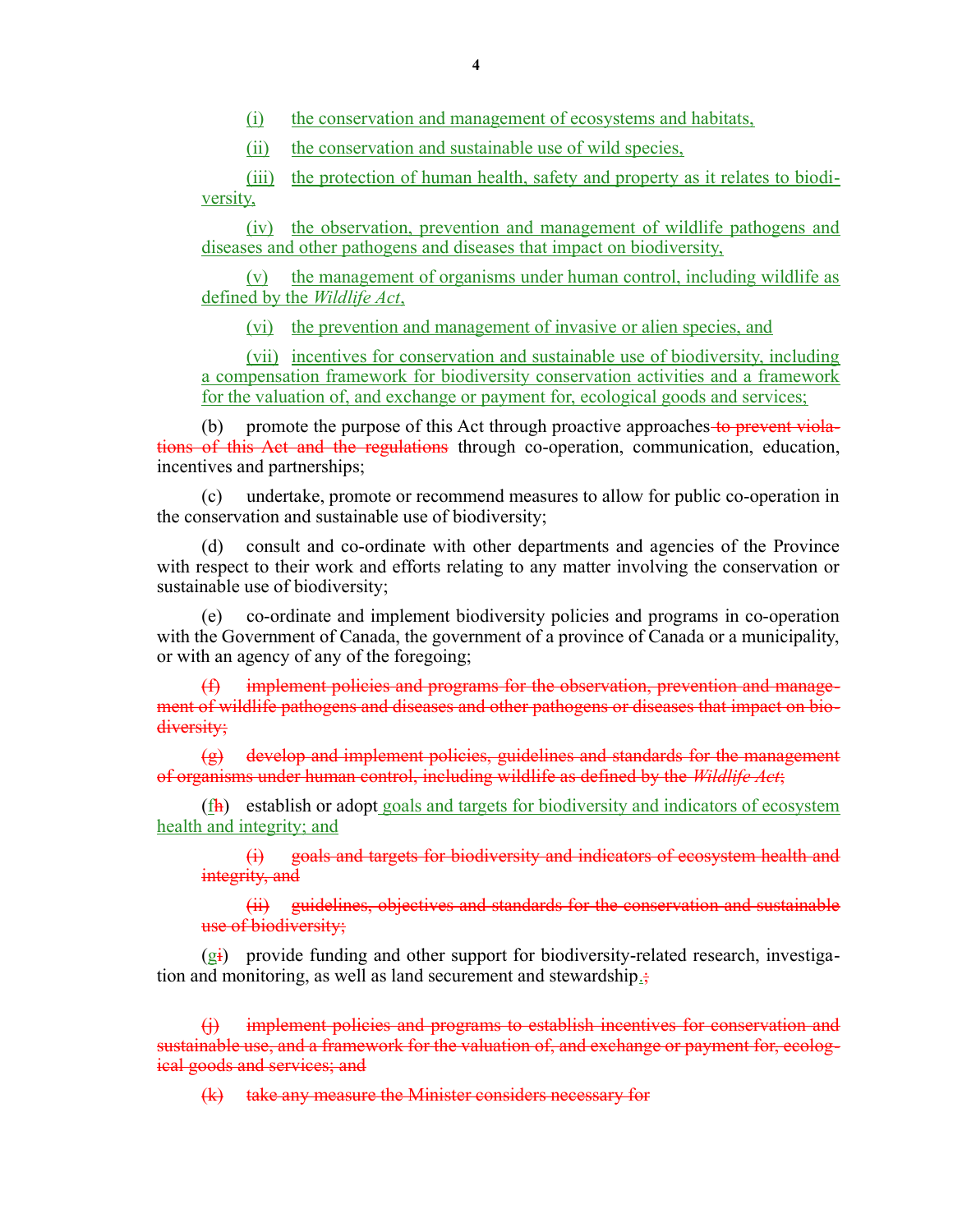(i) the conservation and management of ecosystems and habitats,

(ii) the conservation and sustainable use of wild species,

(iii) the protection of human health, safety and property as it relates to biodiversity,

(iv) the observation, prevention and management of wildlife pathogens and diseases and other pathogens and diseases that impact on biodiversity,

(v) the management of organisms under human control, including wildlife as defined by the *Wildlife Act*,

(vi) the prevention and management of invasive or alien species, and

(vii) incentives for conservation and sustainable use of biodiversity, including a compensation framework for biodiversity conservation activities and a framework for the valuation of, and exchange or payment for, ecological goods and services;

(b) promote the purpose of this Act through proactive approaches ~~to prevent violations of this Act and the regulations~~ through co-operation, communication, education, incentives and partnerships;

(c) undertake, promote or recommend measures to allow for public co-operation in the conservation and sustainable use of biodiversity;

(d) consult and co-ordinate with other departments and agencies of the Province with respect to their work and efforts relating to any matter involving the conservation or sustainable use of biodiversity;

(e) co-ordinate and implement biodiversity policies and programs in co-operation with the Government of Canada, the government of a province of Canada or a municipality, or with an agency of any of the foregoing;

~~(f) implement policies and programs for the observation, prevention and management of wildlife pathogens and diseases and other pathogens or diseases that impact on biodiversity;~~

~~(g) develop and implement policies, guidelines and standards for the management of organisms under human control, including wildlife as defined by the *Wildlife Act*;~~

(f~~h~~) establish or adopt goals and targets for biodiversity and indicators of ecosystem health and integrity; and

~~(i) goals and targets for biodiversity and indicators of ecosystem health and integrity, and~~

~~(ii) guidelines, objectives and standards for the conservation and sustainable use of biodiversity;~~

(g~~i~~) provide funding and other support for biodiversity-related research, investigation and monitoring, as well as land securement and stewardship.~~;~~

~~(j) implement policies and programs to establish incentives for conservation and sustainable use, and a framework for the valuation of, and exchange or payment for, ecological goods and services; and~~

~~(k) take any measure the Minister considers necessary for~~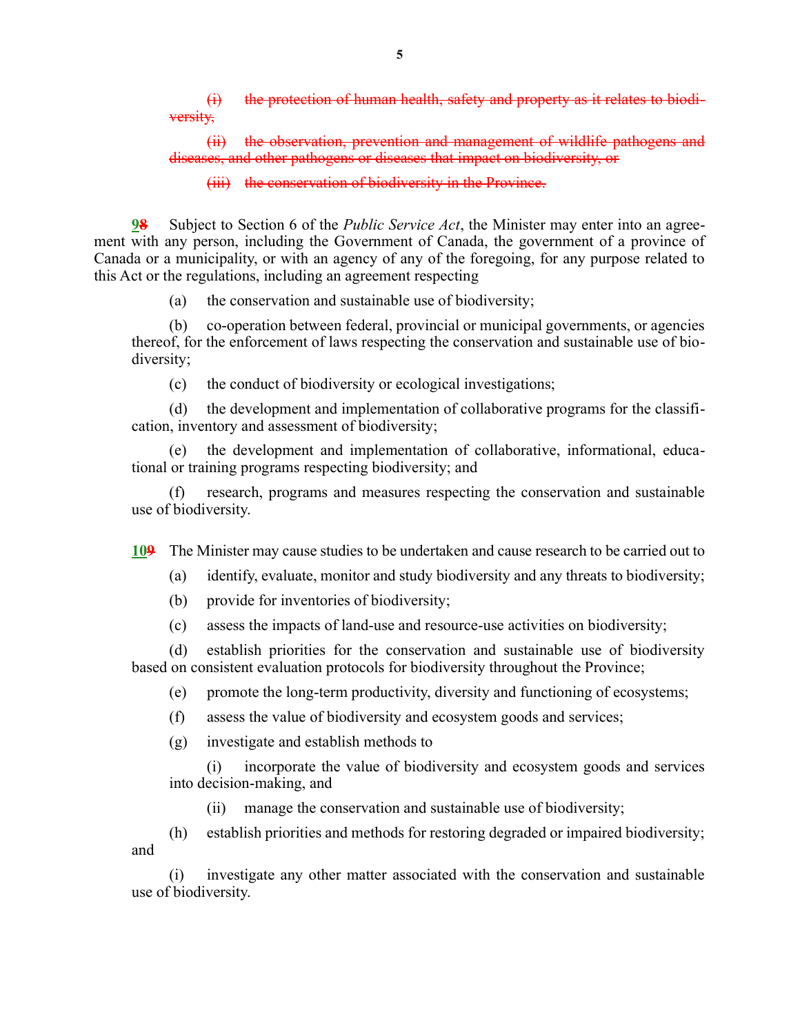~~(i) the protection of human health, safety and property as it relates to biodiversity,~~

~~(ii) the observation, prevention and management of wildlife pathogens and diseases, and other pathogens or diseases that impact on biodiversity, or~~

~~(iii) the conservation of biodiversity in the Province.~~

**9**~~8~~ Subject to Section 6 of the *Public Service Act*, the Minister may enter into an agreement with any person, including the Government of Canada, the government of a province of Canada or a municipality, or with an agency of any of the foregoing, for any purpose related to this Act or the regulations, including an agreement respecting

(a) the conservation and sustainable use of biodiversity;

(b) co-operation between federal, provincial or municipal governments, or agencies thereof, for the enforcement of laws respecting the conservation and sustainable use of biodiversity;

(c) the conduct of biodiversity or ecological investigations;

(d) the development and implementation of collaborative programs for the classification, inventory and assessment of biodiversity;

(e) the development and implementation of collaborative, informational, educational or training programs respecting biodiversity; and

(f) research, programs and measures respecting the conservation and sustainable use of biodiversity.

**10**~~9~~ The Minister may cause studies to be undertaken and cause research to be carried out to

(a) identify, evaluate, monitor and study biodiversity and any threats to biodiversity;

(b) provide for inventories of biodiversity;

(c) assess the impacts of land-use and resource-use activities on biodiversity;

(d) establish priorities for the conservation and sustainable use of biodiversity based on consistent evaluation protocols for biodiversity throughout the Province;

(e) promote the long-term productivity, diversity and functioning of ecosystems;

(f) assess the value of biodiversity and ecosystem goods and services;

(g) investigate and establish methods to

(i) incorporate the value of biodiversity and ecosystem goods and services into decision-making, and

(ii) manage the conservation and sustainable use of biodiversity;

(h) establish priorities and methods for restoring degraded or impaired biodiversity; and

(i) investigate any other matter associated with the conservation and sustainable use of biodiversity.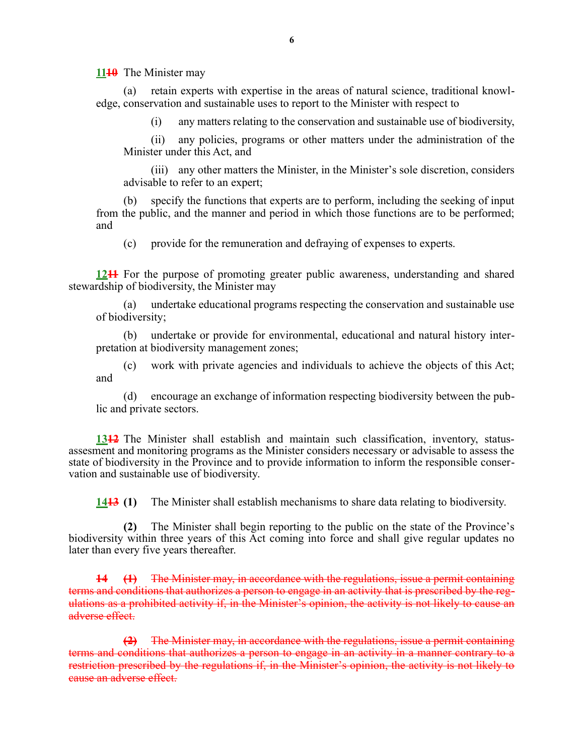**11**~~10~~ The Minister may

(a) retain experts with expertise in the areas of natural science, traditional knowledge, conservation and sustainable uses to report to the Minister with respect to

(i) any matters relating to the conservation and sustainable use of biodiversity,

(ii) any policies, programs or other matters under the administration of the Minister under this Act, and

(iii) any other matters the Minister, in the Minister's sole discretion, considers advisable to refer to an expert;

(b) specify the functions that experts are to perform, including the seeking of input from the public, and the manner and period in which those functions are to be performed; and

(c) provide for the remuneration and defraying of expenses to experts.

**12**~~11~~ For the purpose of promoting greater public awareness, understanding and shared stewardship of biodiversity, the Minister may

(a) undertake educational programs respecting the conservation and sustainable use of biodiversity;

(b) undertake or provide for environmental, educational and natural history interpretation at biodiversity management zones;

(c) work with private agencies and individuals to achieve the objects of this Act; and

(d) encourage an exchange of information respecting biodiversity between the public and private sectors.

**13**~~12~~ The Minister shall establish and maintain such classification, inventory, status-assesment and monitoring programs as the Minister considers necessary or advisable to assess the state of biodiversity in the Province and to provide information to inform the responsible conservation and sustainable use of biodiversity.

**14**~~13~~ **(1)** The Minister shall establish mechanisms to share data relating to biodiversity.

**(2)** The Minister shall begin reporting to the public on the state of the Province's biodiversity within three years of this Act coming into force and shall give regular updates no later than every five years thereafter.

~~**14** **(1)** The Minister may, in accordance with the regulations, issue a permit containing terms and conditions that authorizes a person to engage in an activity that is prescribed by the regulations as a prohibited activity if, in the Minister's opinion, the activity is not likely to cause an adverse effect.~~

~~**(2)** The Minister may, in accordance with the regulations, issue a permit containing terms and conditions that authorizes a person to engage in an activity in a manner contrary to a restriction prescribed by the regulations if, in the Minister's opinion, the activity is not likely to cause an adverse effect.~~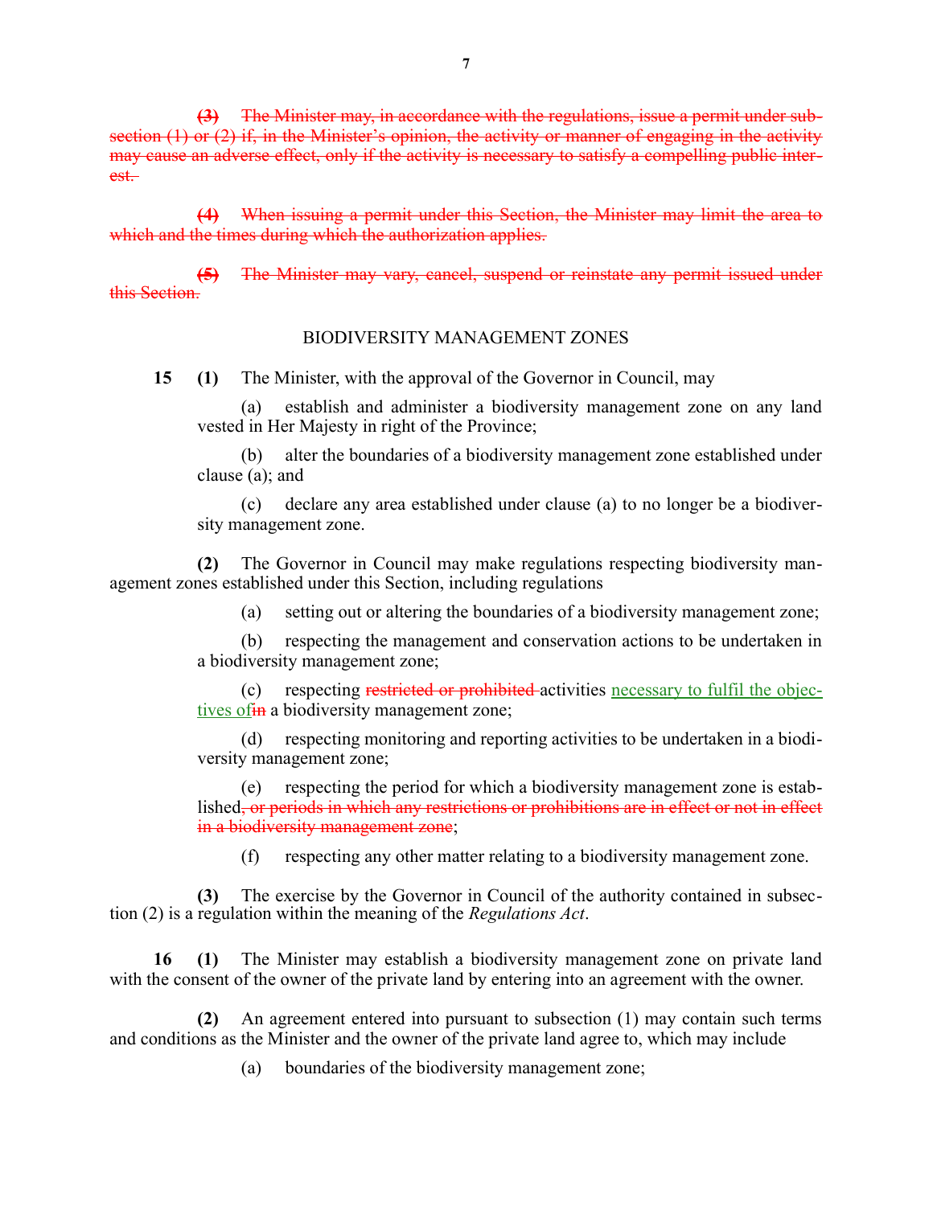~~**(3)** The Minister may, in accordance with the regulations, issue a permit under subsection (1) or (2) if, in the Minister's opinion, the activity or manner of engaging in the activity may cause an adverse effect, only if the activity is necessary to satisfy a compelling public interest.~~

~~**(4)** When issuing a permit under this Section, the Minister may limit the area to which and the times during which the authorization applies.~~

~~**(5)** The Minister may vary, cancel, suspend or reinstate any permit issued under this Section.~~

## BIODIVERSITY MANAGEMENT ZONES

**15** **(1)** The Minister, with the approval of the Governor in Council, may

(a) establish and administer a biodiversity management zone on any land vested in Her Majesty in right of the Province;

(b) alter the boundaries of a biodiversity management zone established under clause (a); and

(c) declare any area established under clause (a) to no longer be a biodiversity management zone.

**(2)** The Governor in Council may make regulations respecting biodiversity management zones established under this Section, including regulations

(a) setting out or altering the boundaries of a biodiversity management zone;

(b) respecting the management and conservation actions to be undertaken in a biodiversity management zone;

(c) respecting ~~restricted or prohibited~~ activities <u>necessary to fulfil the objectives of</u>~~in~~ a biodiversity management zone;

(d) respecting monitoring and reporting activities to be undertaken in a biodiversity management zone;

(e) respecting the period for which a biodiversity management zone is established~~, or periods in which any restrictions or prohibitions are in effect or not in effect in a biodiversity management zone~~;

(f) respecting any other matter relating to a biodiversity management zone.

**(3)** The exercise by the Governor in Council of the authority contained in subsection (2) is a regulation within the meaning of the *Regulations Act*.

**16** **(1)** The Minister may establish a biodiversity management zone on private land with the consent of the owner of the private land by entering into an agreement with the owner.

**(2)** An agreement entered into pursuant to subsection (1) may contain such terms and conditions as the Minister and the owner of the private land agree to, which may include

(a) boundaries of the biodiversity management zone;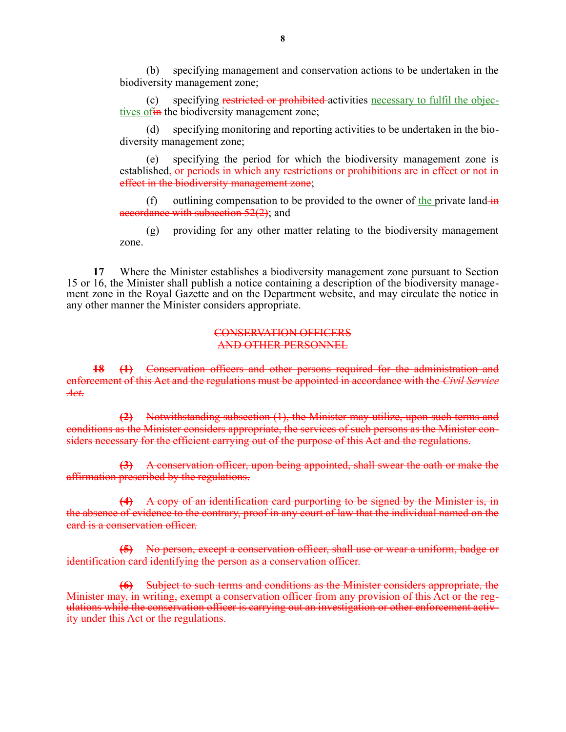(b) specifying management and conservation actions to be undertaken in the biodiversity management zone;

(c) specifying ~~restricted or prohibited~~ activities <u>necessary to fulfil the objectives of</u>~~in~~ the biodiversity management zone;

(d) specifying monitoring and reporting activities to be undertaken in the biodiversity management zone;

(e) specifying the period for which the biodiversity management zone is established~~, or periods in which any restrictions or prohibitions are in effect or not in effect in the biodiversity management zone~~;

(f) outlining compensation to be provided to the owner of <u>the</u> private land ~~in accordance with subsection 52(2)~~; and

(g) providing for any other matter relating to the biodiversity management zone.

**17** Where the Minister establishes a biodiversity management zone pursuant to Section 15 or 16, the Minister shall publish a notice containing a description of the biodiversity management zone in the Royal Gazette and on the Department website, and may circulate the notice in any other manner the Minister considers appropriate.

~~CONSERVATION OFFICERS AND OTHER PERSONNEL~~

~~**18** **(1)** Conservation officers and other persons required for the administration and enforcement of this Act and the regulations must be appointed in accordance with the *Civil Service Act*.~~

~~**(2)** Notwithstanding subsection (1), the Minister may utilize, upon such terms and conditions as the Minister considers appropriate, the services of such persons as the Minister considers necessary for the efficient carrying out of the purpose of this Act and the regulations.~~

~~**(3)** A conservation officer, upon being appointed, shall swear the oath or make the affirmation prescribed by the regulations.~~

~~**(4)** A copy of an identification card purporting to be signed by the Minister is, in the absence of evidence to the contrary, proof in any court of law that the individual named on the card is a conservation officer.~~

~~**(5)** No person, except a conservation officer, shall use or wear a uniform, badge or identification card identifying the person as a conservation officer.~~

~~**(6)** Subject to such terms and conditions as the Minister considers appropriate, the Minister may, in writing, exempt a conservation officer from any provision of this Act or the regulations while the conservation officer is carrying out an investigation or other enforcement activity under this Act or the regulations.~~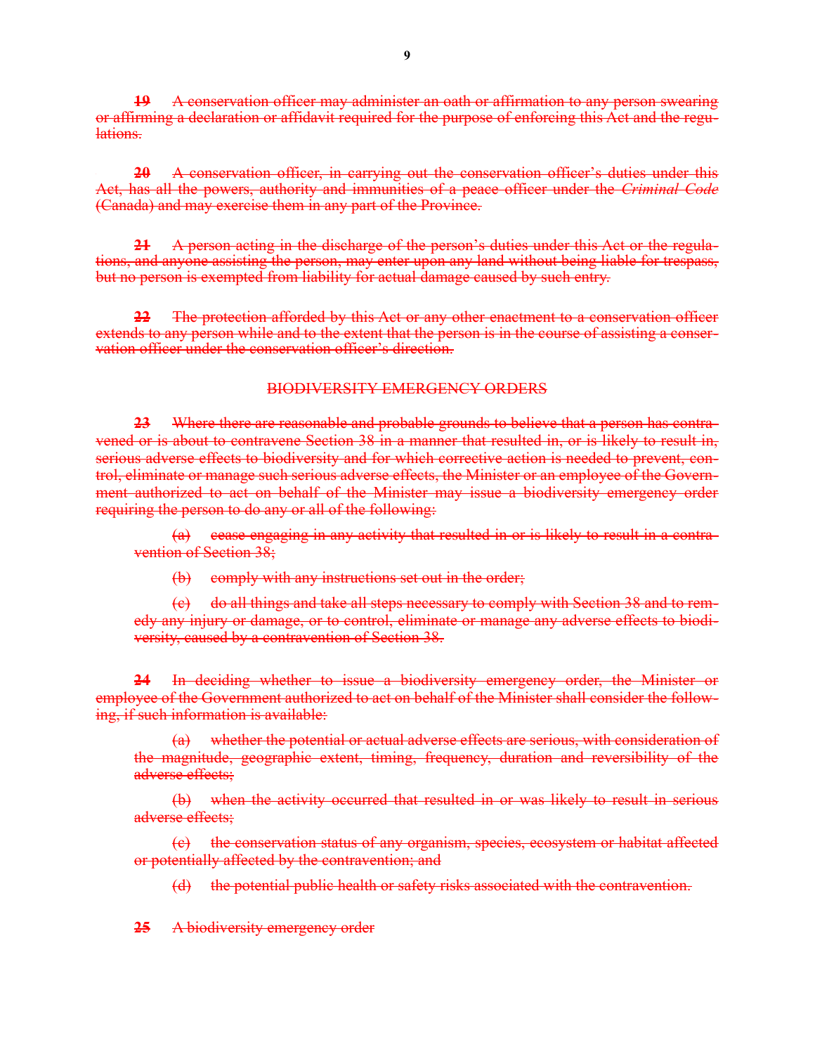~~**19** A conservation officer may administer an oath or affirmation to any person swearing or affirming a declaration or affidavit required for the purpose of enforcing this Act and the regulations.~~

~~**20** A conservation officer, in carrying out the conservation officer's duties under this Act, has all the powers, authority and immunities of a peace officer under the *Criminal Code* (Canada) and may exercise them in any part of the Province.~~

~~**21** A person acting in the discharge of the person's duties under this Act or the regulations, and anyone assisting the person, may enter upon any land without being liable for trespass, but no person is exempted from liability for actual damage caused by such entry.~~

~~**22** The protection afforded by this Act or any other enactment to a conservation officer extends to any person while and to the extent that the person is in the course of assisting a conservation officer under the conservation officer's direction.~~

~~BIODIVERSITY EMERGENCY ORDERS~~

~~**23** Where there are reasonable and probable grounds to believe that a person has contravened or is about to contravene Section 38 in a manner that resulted in, or is likely to result in, serious adverse effects to biodiversity and for which corrective action is needed to prevent, control, eliminate or manage such serious adverse effects, the Minister or an employee of the Government authorized to act on behalf of the Minister may issue a biodiversity emergency order requiring the person to do any or all of the following:~~

~~(a) cease engaging in any activity that resulted in or is likely to result in a contravention of Section 38;~~

~~(b) comply with any instructions set out in the order;~~

~~(c) do all things and take all steps necessary to comply with Section 38 and to remedy any injury or damage, or to control, eliminate or manage any adverse effects to biodiversity, caused by a contravention of Section 38.~~

~~**24** In deciding whether to issue a biodiversity emergency order, the Minister or employee of the Government authorized to act on behalf of the Minister shall consider the following, if such information is available:~~

~~(a) whether the potential or actual adverse effects are serious, with consideration of the magnitude, geographic extent, timing, frequency, duration and reversibility of the adverse effects;~~

~~(b) when the activity occurred that resulted in or was likely to result in serious adverse effects;~~

~~(c) the conservation status of any organism, species, ecosystem or habitat affected or potentially affected by the contravention; and~~

~~(d) the potential public health or safety risks associated with the contravention.~~

~~**25** A biodiversity emergency order~~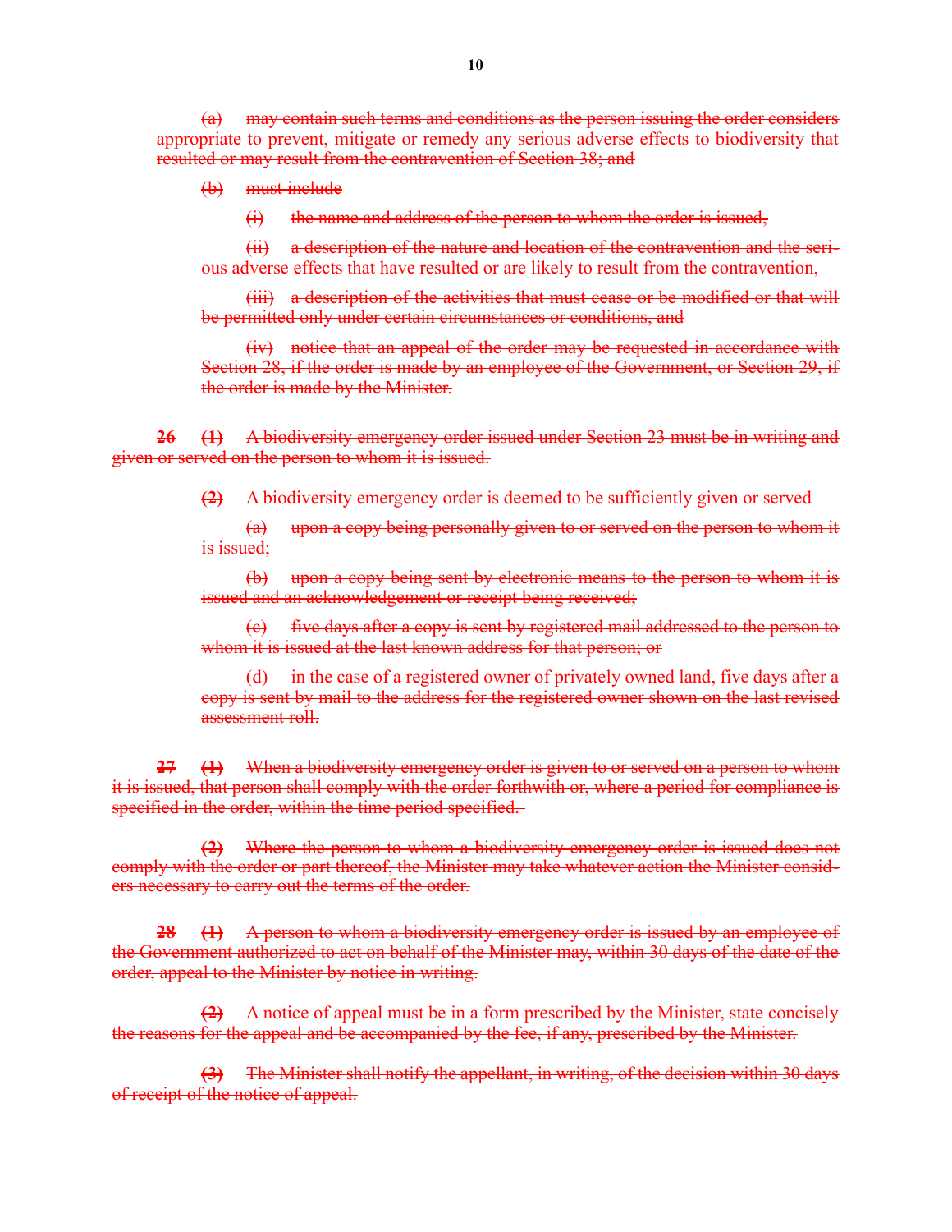~~(a) may contain such terms and conditions as the person issuing the order considers appropriate to prevent, mitigate or remedy any serious adverse effects to biodiversity that resulted or may result from the contravention of Section 38; and~~

~~(b) must include~~

~~(i) the name and address of the person to whom the order is issued,~~

~~(ii) a description of the nature and location of the contravention and the serious adverse effects that have resulted or are likely to result from the contravention,~~

~~(iii) a description of the activities that must cease or be modified or that will be permitted only under certain circumstances or conditions, and~~

~~(iv) notice that an appeal of the order may be requested in accordance with Section 28, if the order is made by an employee of the Government, or Section 29, if the order is made by the Minister.~~

~~**26** **(1)** A biodiversity emergency order issued under Section 23 must be in writing and given or served on the person to whom it is issued.~~

~~**(2)** A biodiversity emergency order is deemed to be sufficiently given or served~~

~~(a) upon a copy being personally given to or served on the person to whom it is issued;~~

~~(b) upon a copy being sent by electronic means to the person to whom it is issued and an acknowledgement or receipt being received;~~

~~(c) five days after a copy is sent by registered mail addressed to the person to whom it is issued at the last known address for that person; or~~

~~(d) in the case of a registered owner of privately owned land, five days after a copy is sent by mail to the address for the registered owner shown on the last revised assessment roll.~~

~~**27** **(1)** When a biodiversity emergency order is given to or served on a person to whom it is issued, that person shall comply with the order forthwith or, where a period for compliance is specified in the order, within the time period specified.~~

~~**(2)** Where the person to whom a biodiversity emergency order is issued does not comply with the order or part thereof, the Minister may take whatever action the Minister considers necessary to carry out the terms of the order.~~

~~**28** **(1)** A person to whom a biodiversity emergency order is issued by an employee of the Government authorized to act on behalf of the Minister may, within 30 days of the date of the order, appeal to the Minister by notice in writing.~~

~~**(2)** A notice of appeal must be in a form prescribed by the Minister, state concisely the reasons for the appeal and be accompanied by the fee, if any, prescribed by the Minister.~~

~~**(3)** The Minister shall notify the appellant, in writing, of the decision within 30 days of receipt of the notice of appeal.~~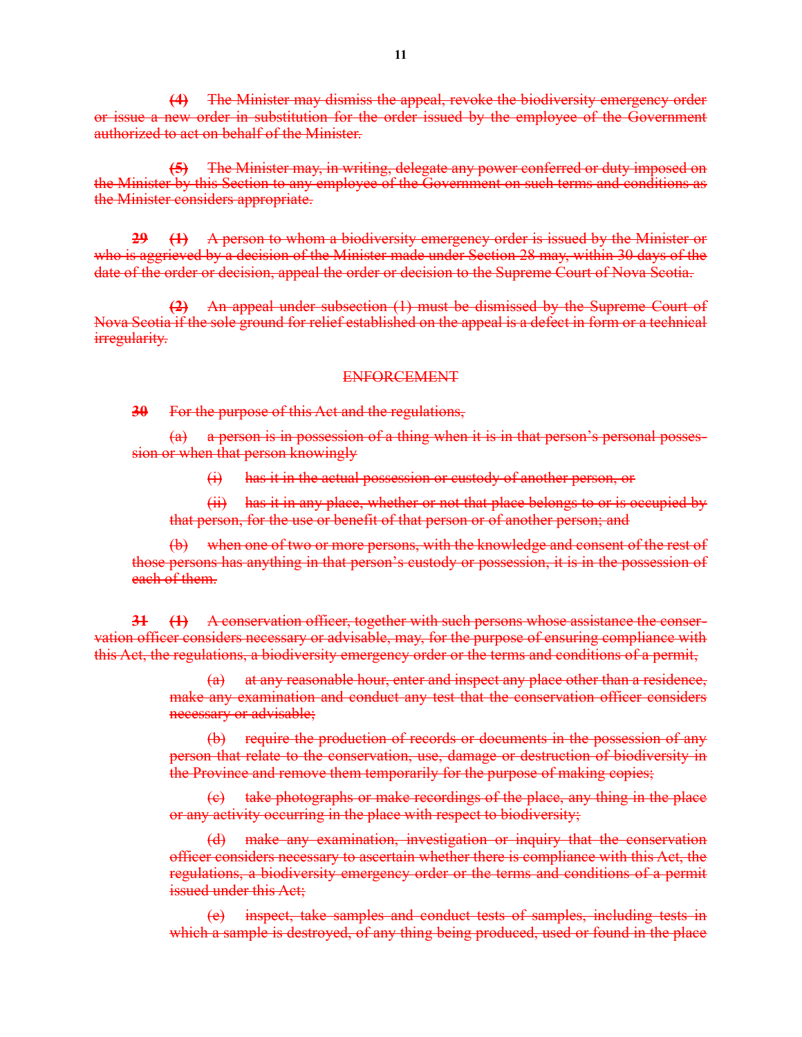~~**(4)** The Minister may dismiss the appeal, revoke the biodiversity emergency order or issue a new order in substitution for the order issued by the employee of the Government authorized to act on behalf of the Minister.~~

~~**(5)** The Minister may, in writing, delegate any power conferred or duty imposed on the Minister by this Section to any employee of the Government on such terms and conditions as the Minister considers appropriate.~~

~~**29** **(1)** A person to whom a biodiversity emergency order is issued by the Minister or who is aggrieved by a decision of the Minister made under Section 28 may, within 30 days of the date of the order or decision, appeal the order or decision to the Supreme Court of Nova Scotia.~~

~~**(2)** An appeal under subsection (1) must be dismissed by the Supreme Court of Nova Scotia if the sole ground for relief established on the appeal is a defect in form or a technical irregularity.~~

~~ENFORCEMENT~~

~~**30** For the purpose of this Act and the regulations,~~

~~(a) a person is in possession of a thing when it is in that person's personal possession or when that person knowingly~~

~~(i) has it in the actual possession or custody of another person, or~~

~~(ii) has it in any place, whether or not that place belongs to or is occupied by that person, for the use or benefit of that person or of another person; and~~

~~(b) when one of two or more persons, with the knowledge and consent of the rest of those persons has anything in that person's custody or possession, it is in the possession of each of them.~~

~~**31** **(1)** A conservation officer, together with such persons whose assistance the conservation officer considers necessary or advisable, may, for the purpose of ensuring compliance with this Act, the regulations, a biodiversity emergency order or the terms and conditions of a permit,~~

~~(a) at any reasonable hour, enter and inspect any place other than a residence, make any examination and conduct any test that the conservation officer considers necessary or advisable;~~

~~(b) require the production of records or documents in the possession of any person that relate to the conservation, use, damage or destruction of biodiversity in the Province and remove them temporarily for the purpose of making copies;~~

~~(c) take photographs or make recordings of the place, any thing in the place or any activity occurring in the place with respect to biodiversity;~~

~~(d) make any examination, investigation or inquiry that the conservation officer considers necessary to ascertain whether there is compliance with this Act, the regulations, a biodiversity emergency order or the terms and conditions of a permit issued under this Act;~~

~~(e) inspect, take samples and conduct tests of samples, including tests in which a sample is destroyed, of any thing being produced, used or found in the place~~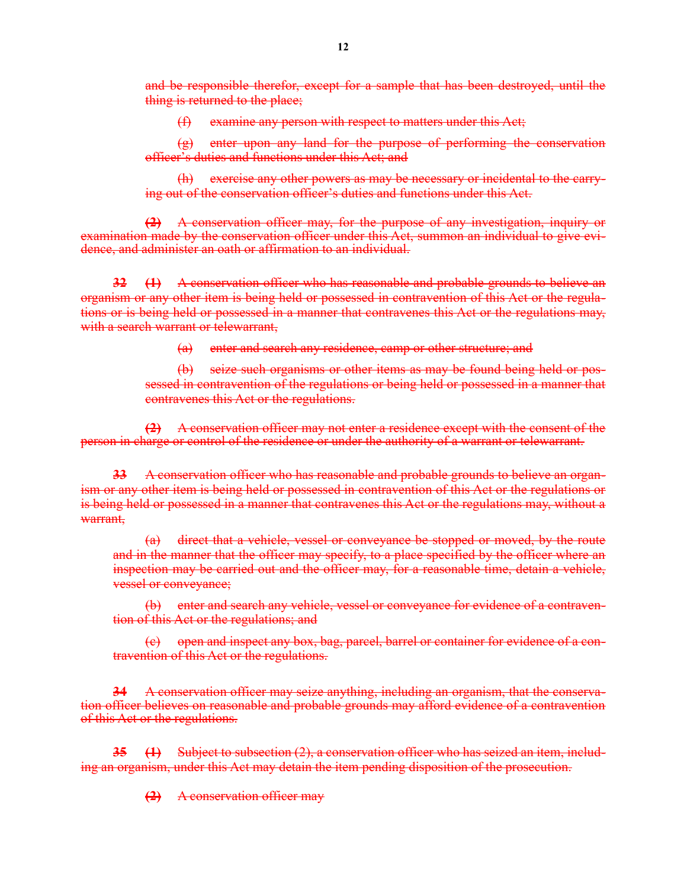~~and be responsible therefor, except for a sample that has been destroyed, until the thing is returned to the place;~~

~~(f) examine any person with respect to matters under this Act;~~

~~(g) enter upon any land for the purpose of performing the conservation officer's duties and functions under this Act; and~~

~~(h) exercise any other powers as may be necessary or incidental to the carrying out of the conservation officer's duties and functions under this Act.~~

~~**(2)** A conservation officer may, for the purpose of any investigation, inquiry or examination made by the conservation officer under this Act, summon an individual to give evidence, and administer an oath or affirmation to an individual.~~

~~**32** **(1)** A conservation officer who has reasonable and probable grounds to believe an organism or any other item is being held or possessed in contravention of this Act or the regulations or is being held or possessed in a manner that contravenes this Act or the regulations may, with a search warrant or telewarrant,~~

~~(a) enter and search any residence, camp or other structure; and~~

~~(b) seize such organisms or other items as may be found being held or possessed in contravention of the regulations or being held or possessed in a manner that contravenes this Act or the regulations.~~

~~**(2)** A conservation officer may not enter a residence except with the consent of the person in charge or control of the residence or under the authority of a warrant or telewarrant.~~

~~**33** A conservation officer who has reasonable and probable grounds to believe an organism or any other item is being held or possessed in contravention of this Act or the regulations or is being held or possessed in a manner that contravenes this Act or the regulations may, without a warrant,~~

~~(a) direct that a vehicle, vessel or conveyance be stopped or moved, by the route and in the manner that the officer may specify, to a place specified by the officer where an inspection may be carried out and the officer may, for a reasonable time, detain a vehicle, vessel or conveyance;~~

~~(b) enter and search any vehicle, vessel or conveyance for evidence of a contravention of this Act or the regulations; and~~

~~(c) open and inspect any box, bag, parcel, barrel or container for evidence of a contravention of this Act or the regulations.~~

~~**34** A conservation officer may seize anything, including an organism, that the conservation officer believes on reasonable and probable grounds may afford evidence of a contravention of this Act or the regulations.~~

~~**35** **(1)** Subject to subsection (2), a conservation officer who has seized an item, including an organism, under this Act may detain the item pending disposition of the prosecution.~~

~~**(2)** A conservation officer may~~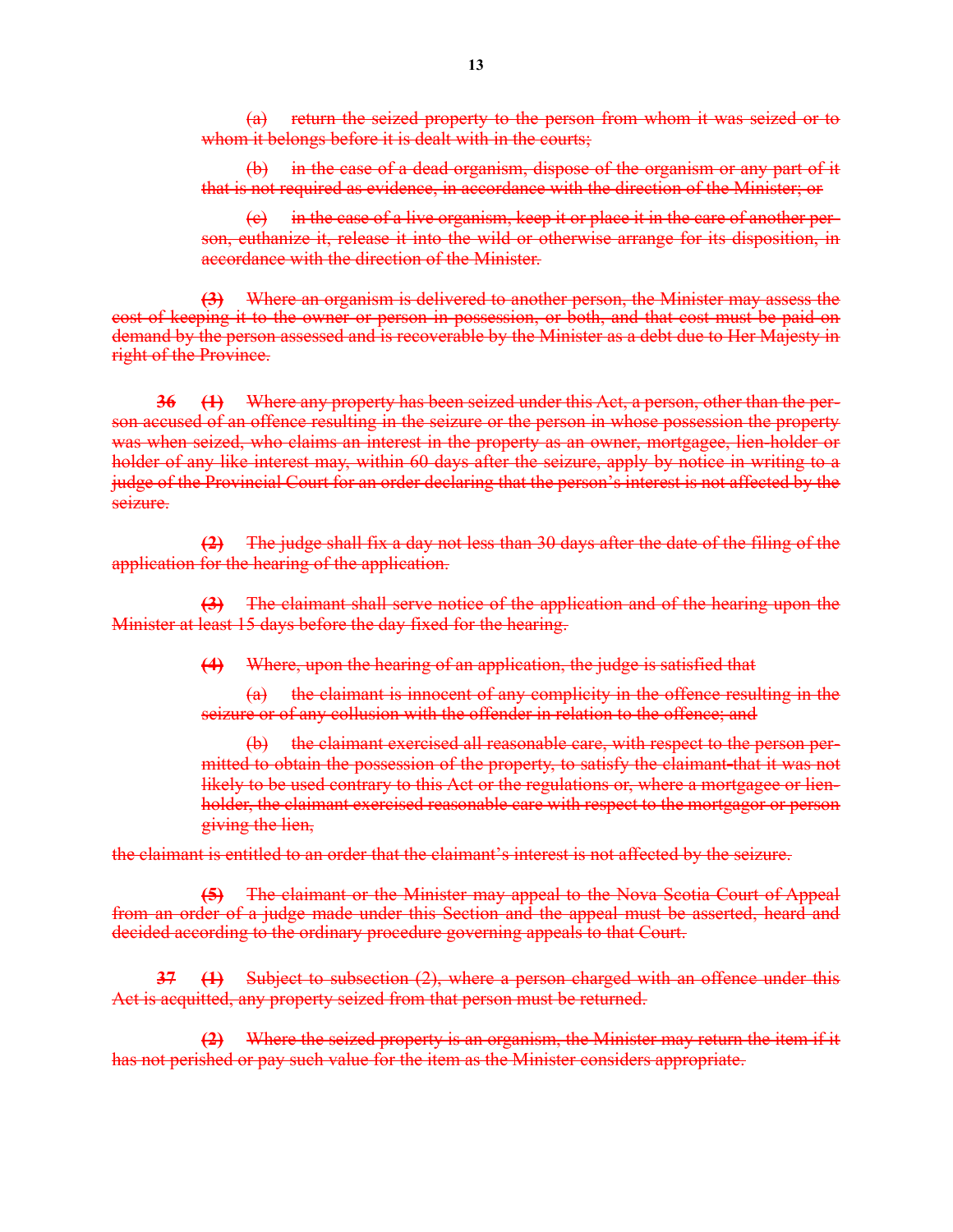(a) return the seized property to the person from whom it was seized or to whom it belongs before it is dealt with in the courts;

(b) in the case of a dead organism, dispose of the organism or any part of it that is not required as evidence, in accordance with the direction of the Minister; or

(c) in the case of a live organism, keep it or place it in the care of another person, euthanize it, release it into the wild or otherwise arrange for its disposition, in accordance with the direction of the Minister.

**(3)** Where an organism is delivered to another person, the Minister may assess the cost of keeping it to the owner or person in possession, or both, and that cost must be paid on demand by the person assessed and is recoverable by the Minister as a debt due to Her Majesty in right of the Province.

**36** **(1)** Where any property has been seized under this Act, a person, other than the person accused of an offence resulting in the seizure or the person in whose possession the property was when seized, who claims an interest in the property as an owner, mortgagee, lien-holder or holder of any like interest may, within 60 days after the seizure, apply by notice in writing to a judge of the Provincial Court for an order declaring that the person's interest is not affected by the seizure.

**(2)** The judge shall fix a day not less than 30 days after the date of the filing of the application for the hearing of the application.

**(3)** The claimant shall serve notice of the application and of the hearing upon the Minister at least 15 days before the day fixed for the hearing.

**(4)** Where, upon the hearing of an application, the judge is satisfied that

(a) the claimant is innocent of any complicity in the offence resulting in the seizure or of any collusion with the offender in relation to the offence; and

(b) the claimant exercised all reasonable care, with respect to the person permitted to obtain the possession of the property, to satisfy the claimant that it was not likely to be used contrary to this Act or the regulations or, where a mortgagee or lien-holder, the claimant exercised reasonable care with respect to the mortgagor or person giving the lien,

the claimant is entitled to an order that the claimant's interest is not affected by the seizure.

**(5)** The claimant or the Minister may appeal to the Nova Scotia Court of Appeal from an order of a judge made under this Section and the appeal must be asserted, heard and decided according to the ordinary procedure governing appeals to that Court.

**37** **(1)** Subject to subsection (2), where a person charged with an offence under this Act is acquitted, any property seized from that person must be returned.

**(2)** Where the seized property is an organism, the Minister may return the item if it has not perished or pay such value for the item as the Minister considers appropriate.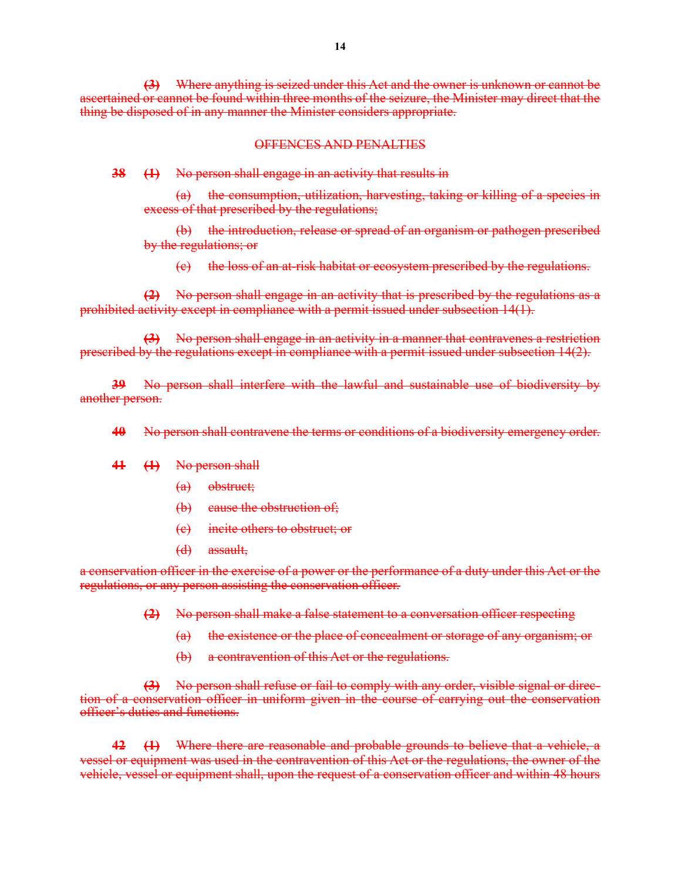(3) Where anything is seized under this Act and the owner is unknown or cannot be ascertained or cannot be found within three months of the seizure, the Minister may direct that the thing be disposed of in any manner the Minister considers appropriate.

## OFFENCES AND PENALTIES

**38** (1) No person shall engage in an activity that results in

(a) the consumption, utilization, harvesting, taking or killing of a species in excess of that prescribed by the regulations;

(b) the introduction, release or spread of an organism or pathogen prescribed by the regulations; or

(c) the loss of an at-risk habitat or ecosystem prescribed by the regulations.

(2) No person shall engage in an activity that is prescribed by the regulations as a prohibited activity except in compliance with a permit issued under subsection 14(1).

(3) No person shall engage in an activity in a manner that contravenes a restriction prescribed by the regulations except in compliance with a permit issued under subsection 14(2).

**39** No person shall interfere with the lawful and sustainable use of biodiversity by another person.

**40** No person shall contravene the terms or conditions of a biodiversity emergency order.

**41** (1) No person shall

(a) obstruct;

(b) cause the obstruction of;

(c) incite others to obstruct; or

(d) assault,

a conservation officer in the exercise of a power or the performance of a duty under this Act or the regulations, or any person assisting the conservation officer.

(2) No person shall make a false statement to a conversation officer respecting

(a) the existence or the place of concealment or storage of any organism; or

(b) a contravention of this Act or the regulations.

(3) No person shall refuse or fail to comply with any order, visible signal or direction of a conservation officer in uniform given in the course of carrying out the conservation officer's duties and functions.

**42** (1) Where there are reasonable and probable grounds to believe that a vehicle, a vessel or equipment was used in the contravention of this Act or the regulations, the owner of the vehicle, vessel or equipment shall, upon the request of a conservation officer and within 48 hours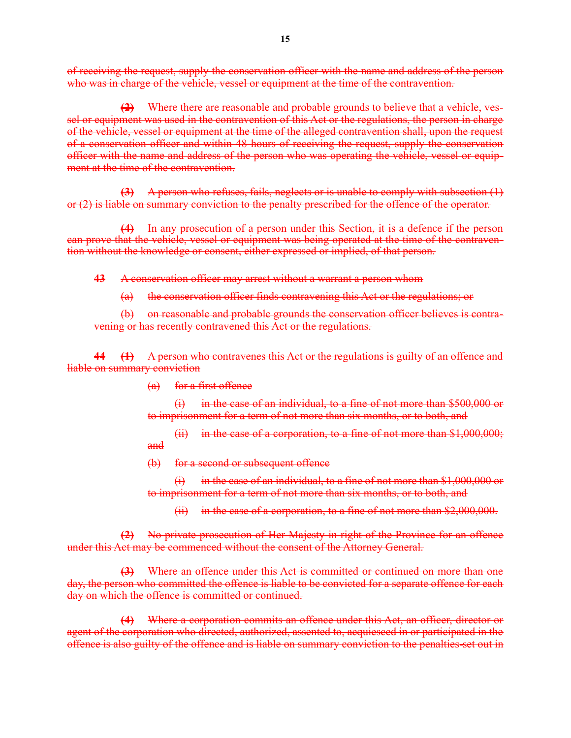~~of receiving the request, supply the conservation officer with the name and address of the person who was in charge of the vehicle, vessel or equipment at the time of the contravention.~~

~~**(2)** Where there are reasonable and probable grounds to believe that a vehicle, vessel or equipment was used in the contravention of this Act or the regulations, the person in charge of the vehicle, vessel or equipment at the time of the alleged contravention shall, upon the request of a conservation officer and within 48 hours of receiving the request, supply the conservation officer with the name and address of the person who was operating the vehicle, vessel or equipment at the time of the contravention.~~

~~**(3)** A person who refuses, fails, neglects or is unable to comply with subsection (1) or (2) is liable on summary conviction to the penalty prescribed for the offence of the operator.~~

~~**(4)** In any prosecution of a person under this Section, it is a defence if the person can prove that the vehicle, vessel or equipment was being operated at the time of the contravention without the knowledge or consent, either expressed or implied, of that person.~~

~~**43** A conservation officer may arrest without a warrant a person whom~~

~~(a) the conservation officer finds contravening this Act or the regulations; or~~

~~(b) on reasonable and probable grounds the conservation officer believes is contravening or has recently contravened this Act or the regulations.~~

~~**44** **(1)** A person who contravenes this Act or the regulations is guilty of an offence and liable on summary conviction~~

~~(a) for a first offence~~

~~(i) in the case of an individual, to a fine of not more than $500,000 or to imprisonment for a term of not more than six months, or to both, and~~

~~(ii) in the case of a corporation, to a fine of not more than $1,000,000; and~~

~~(b) for a second or subsequent offence~~

~~(i) in the case of an individual, to a fine of not more than $1,000,000 or to imprisonment for a term of not more than six months, or to both, and~~

~~(ii) in the case of a corporation, to a fine of not more than $2,000,000.~~

~~**(2)** No private prosecution of Her Majesty in right of the Province for an offence under this Act may be commenced without the consent of the Attorney General.~~

~~**(3)** Where an offence under this Act is committed or continued on more than one day, the person who committed the offence is liable to be convicted for a separate offence for each day on which the offence is committed or continued.~~

~~**(4)** Where a corporation commits an offence under this Act, an officer, director or agent of the corporation who directed, authorized, assented to, acquiesced in or participated in the offence is also guilty of the offence and is liable on summary conviction to the penalties set out in~~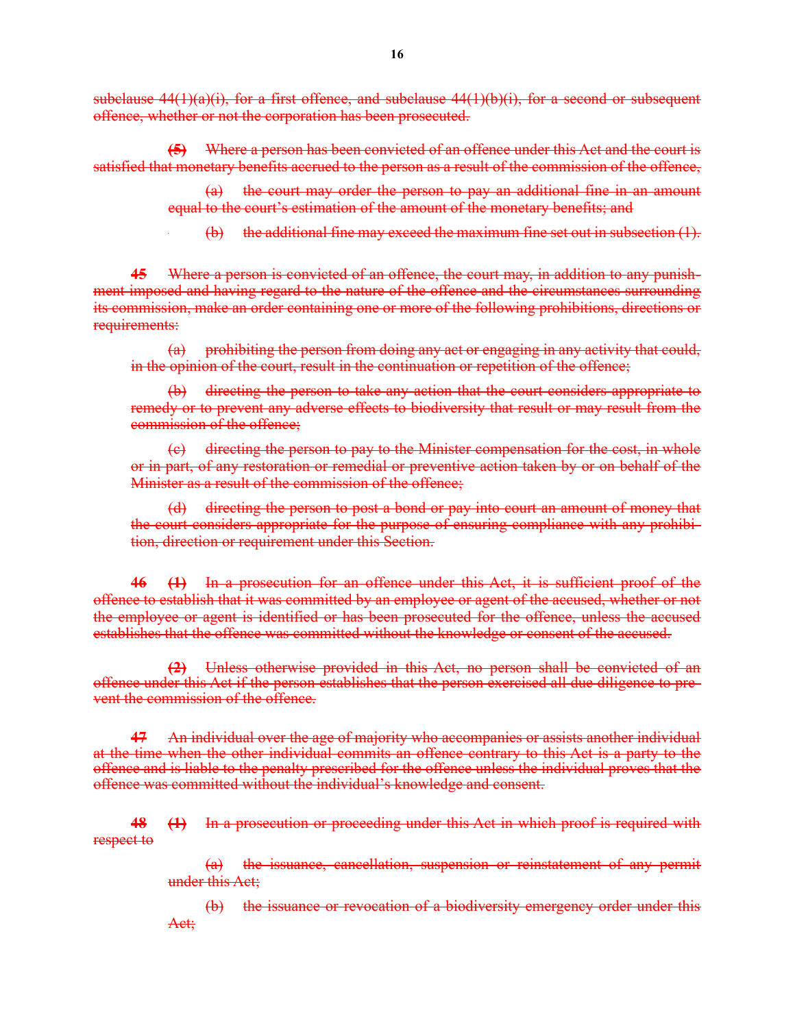~~subclause 44(1)(a)(i), for a first offence, and subclause 44(1)(b)(i), for a second or subsequent offence, whether or not the corporation has been prosecuted.~~

~~**(5)** Where a person has been convicted of an offence under this Act and the court is satisfied that monetary benefits accrued to the person as a result of the commission of the offence,~~

~~(a) the court may order the person to pay an additional fine in an amount equal to the court's estimation of the amount of the monetary benefits; and~~

~~(b) the additional fine may exceed the maximum fine set out in subsection (1).~~

~~**45** Where a person is convicted of an offence, the court may, in addition to any punishment imposed and having regard to the nature of the offence and the circumstances surrounding its commission, make an order containing one or more of the following prohibitions, directions or requirements:~~

~~(a) prohibiting the person from doing any act or engaging in any activity that could, in the opinion of the court, result in the continuation or repetition of the offence;~~

~~(b) directing the person to take any action that the court considers appropriate to remedy or to prevent any adverse effects to biodiversity that result or may result from the commission of the offence;~~

~~(c) directing the person to pay to the Minister compensation for the cost, in whole or in part, of any restoration or remedial or preventive action taken by or on behalf of the Minister as a result of the commission of the offence;~~

~~(d) directing the person to post a bond or pay into court an amount of money that the court considers appropriate for the purpose of ensuring compliance with any prohibition, direction or requirement under this Section.~~

~~**46** **(1)** In a prosecution for an offence under this Act, it is sufficient proof of the offence to establish that it was committed by an employee or agent of the accused, whether or not the employee or agent is identified or has been prosecuted for the offence, unless the accused establishes that the offence was committed without the knowledge or consent of the accused.~~

~~**(2)** Unless otherwise provided in this Act, no person shall be convicted of an offence under this Act if the person establishes that the person exercised all due diligence to prevent the commission of the offence.~~

~~**47** An individual over the age of majority who accompanies or assists another individual at the time when the other individual commits an offence contrary to this Act is a party to the offence and is liable to the penalty prescribed for the offence unless the individual proves that the offence was committed without the individual's knowledge and consent.~~

~~**48** **(1)** In a prosecution or proceeding under this Act in which proof is required with respect to~~

~~(a) the issuance, cancellation, suspension or reinstatement of any permit under this Act;~~

~~(b) the issuance or revocation of a biodiversity emergency order under this Act;~~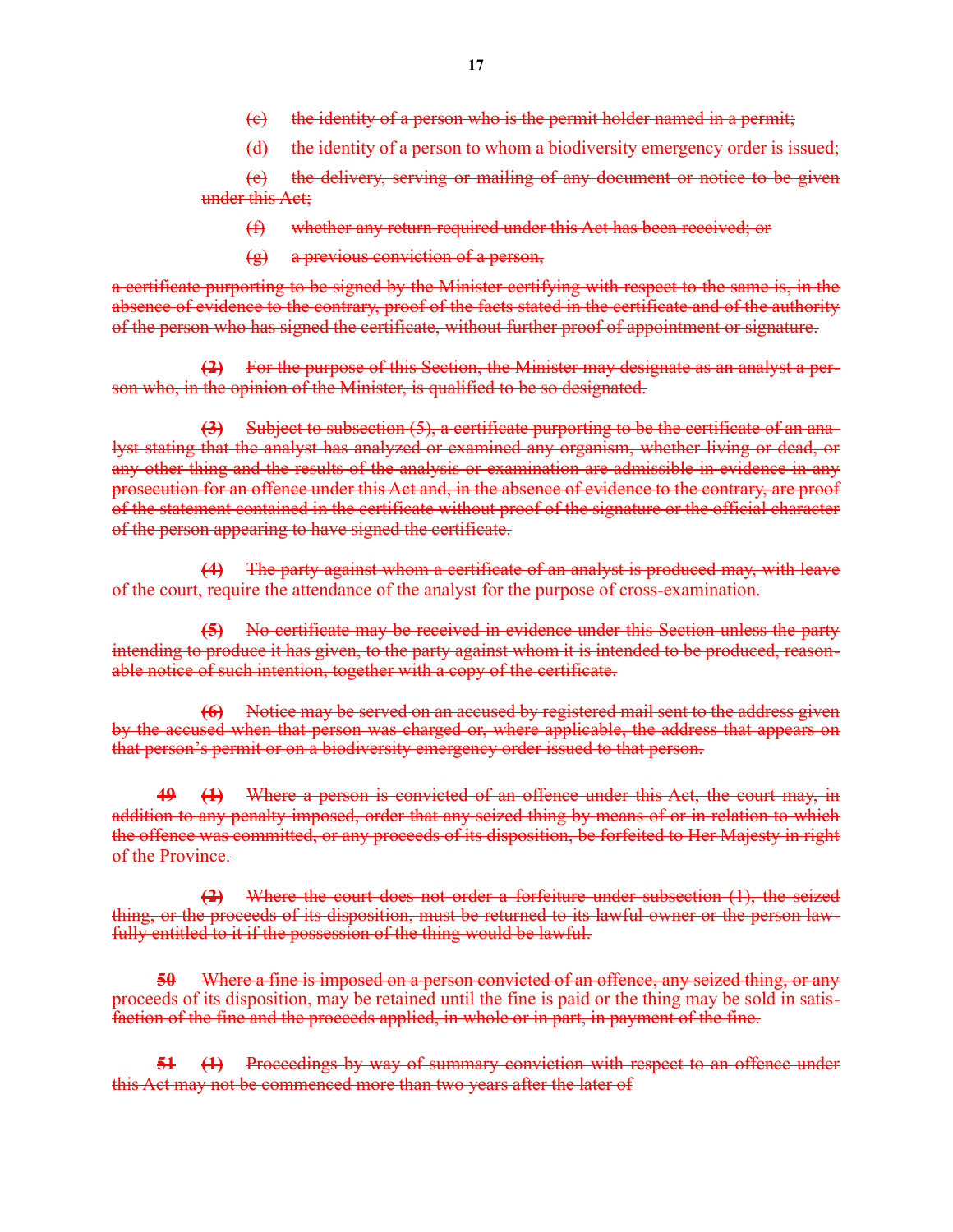(c) the identity of a person who is the permit holder named in a permit;

(d) the identity of a person to whom a biodiversity emergency order is issued;

(e) the delivery, serving or mailing of any document or notice to be given under this Act;

(f) whether any return required under this Act has been received; or

(g) a previous conviction of a person,

a certificate purporting to be signed by the Minister certifying with respect to the same is, in the absence of evidence to the contrary, proof of the facts stated in the certificate and of the authority of the person who has signed the certificate, without further proof of appointment or signature.

**(2)** For the purpose of this Section, the Minister may designate as an analyst a person who, in the opinion of the Minister, is qualified to be so designated.

**(3)** Subject to subsection (5), a certificate purporting to be the certificate of an analyst stating that the analyst has analyzed or examined any organism, whether living or dead, or any other thing and the results of the analysis or examination are admissible in evidence in any prosecution for an offence under this Act and, in the absence of evidence to the contrary, are proof of the statement contained in the certificate without proof of the signature or the official character of the person appearing to have signed the certificate.

**(4)** The party against whom a certificate of an analyst is produced may, with leave of the court, require the attendance of the analyst for the purpose of cross-examination.

**(5)** No certificate may be received in evidence under this Section unless the party intending to produce it has given, to the party against whom it is intended to be produced, reasonable notice of such intention, together with a copy of the certificate.

**(6)** Notice may be served on an accused by registered mail sent to the address given by the accused when that person was charged or, where applicable, the address that appears on that person's permit or on a biodiversity emergency order issued to that person.

**49** **(1)** Where a person is convicted of an offence under this Act, the court may, in addition to any penalty imposed, order that any seized thing by means of or in relation to which the offence was committed, or any proceeds of its disposition, be forfeited to Her Majesty in right of the Province.

**(2)** Where the court does not order a forfeiture under subsection (1), the seized thing, or the proceeds of its disposition, must be returned to its lawful owner or the person lawfully entitled to it if the possession of the thing would be lawful.

**50** Where a fine is imposed on a person convicted of an offence, any seized thing, or any proceeds of its disposition, may be retained until the fine is paid or the thing may be sold in satisfaction of the fine and the proceeds applied, in whole or in part, in payment of the fine.

**51** **(1)** Proceedings by way of summary conviction with respect to an offence under this Act may not be commenced more than two years after the later of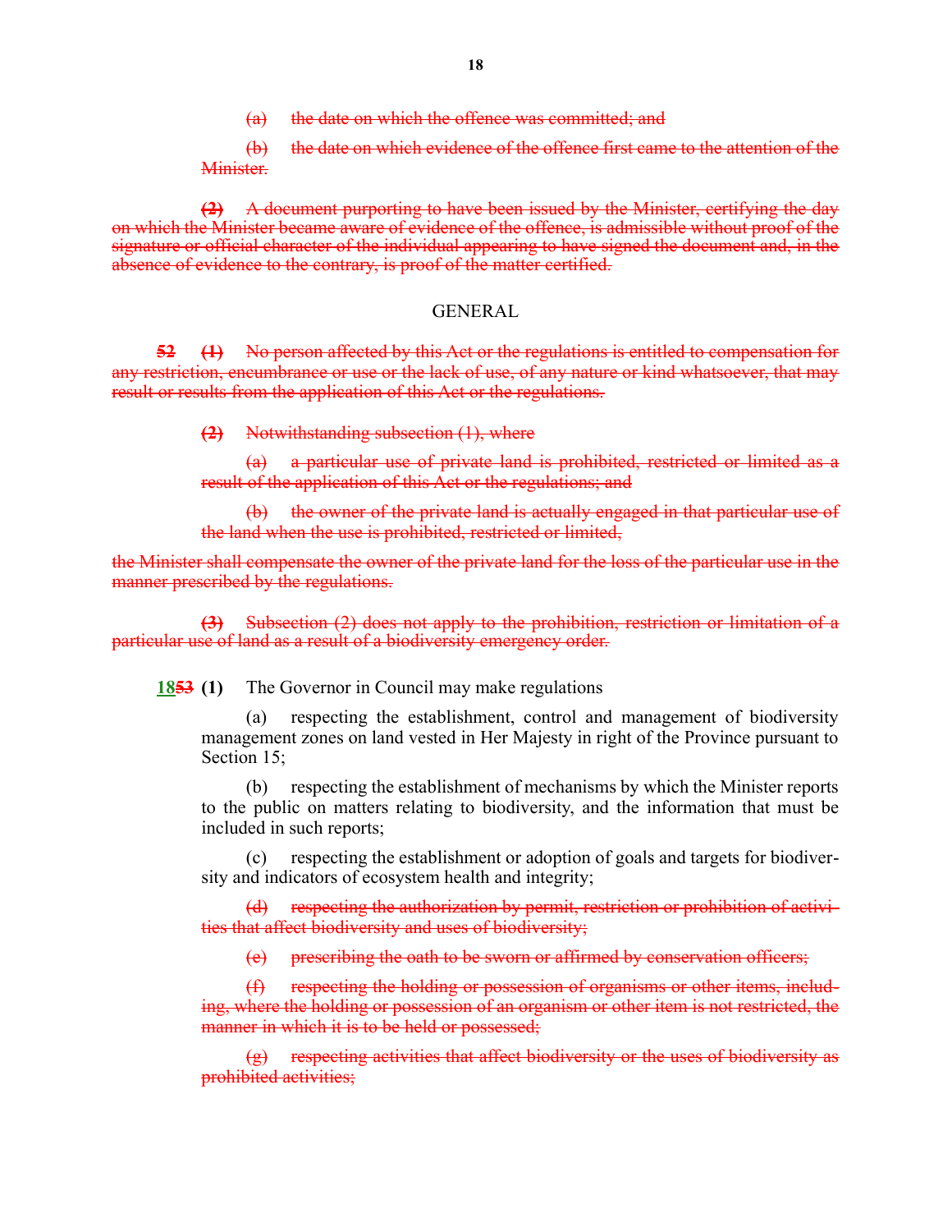~~(a) the date on which the offence was committed; and~~

~~(b) the date on which evidence of the offence first came to the attention of the Minister.~~

~~**(2)** A document purporting to have been issued by the Minister, certifying the day on which the Minister became aware of evidence of the offence, is admissible without proof of the signature or official character of the individual appearing to have signed the document and, in the absence of evidence to the contrary, is proof of the matter certified.~~

GENERAL

~~**52** **(1)** No person affected by this Act or the regulations is entitled to compensation for any restriction, encumbrance or use or the lack of use, of any nature or kind whatsoever, that may result or results from the application of this Act or the regulations.~~

~~**(2)** Notwithstanding subsection (1), where~~

~~(a) a particular use of private land is prohibited, restricted or limited as a result of the application of this Act or the regulations; and~~

~~(b) the owner of the private land is actually engaged in that particular use of the land when the use is prohibited, restricted or limited,~~

~~the Minister shall compensate the owner of the private land for the loss of the particular use in the manner prescribed by the regulations.~~

~~**(3)** Subsection (2) does not apply to the prohibition, restriction or limitation of a particular use of land as a result of a biodiversity emergency order.~~

**18**~~**53**~~ **(1)** The Governor in Council may make regulations

(a) respecting the establishment, control and management of biodiversity management zones on land vested in Her Majesty in right of the Province pursuant to Section 15;

(b) respecting the establishment of mechanisms by which the Minister reports to the public on matters relating to biodiversity, and the information that must be included in such reports;

(c) respecting the establishment or adoption of goals and targets for biodiversity and indicators of ecosystem health and integrity;

~~(d) respecting the authorization by permit, restriction or prohibition of activities that affect biodiversity and uses of biodiversity;~~

~~(e) prescribing the oath to be sworn or affirmed by conservation officers;~~

~~(f) respecting the holding or possession of organisms or other items, including, where the holding or possession of an organism or other item is not restricted, the manner in which it is to be held or possessed;~~

~~(g) respecting activities that affect biodiversity or the uses of biodiversity as prohibited activities;~~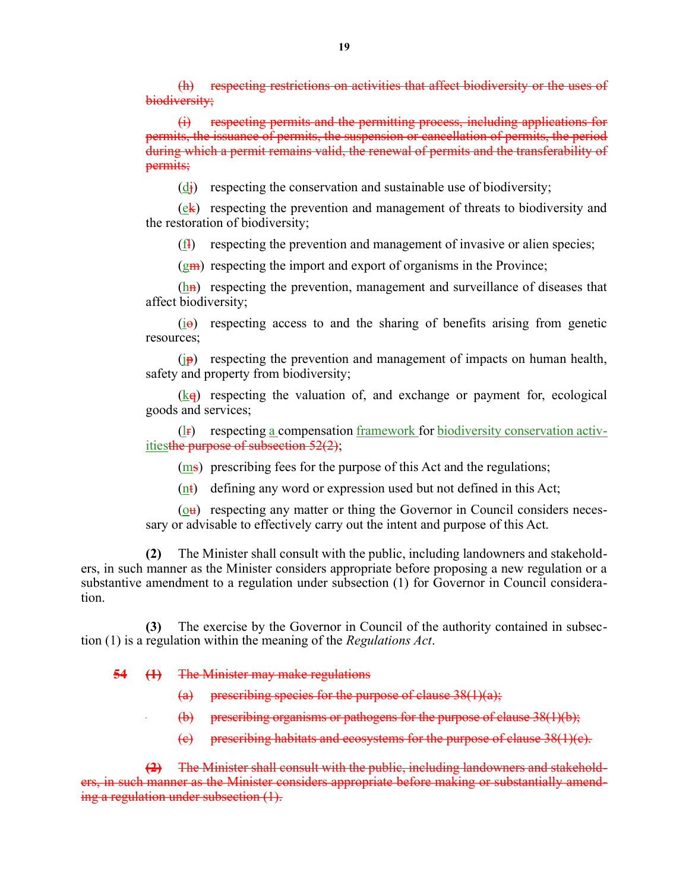~~(h) respecting restrictions on activities that affect biodiversity or the uses of biodiversity;~~

~~(i) respecting permits and the permitting process, including applications for permits, the issuance of permits, the suspension or cancellation of permits, the period during which a permit remains valid, the renewal of permits and the transferability of permits;~~

(d~~j~~) respecting the conservation and sustainable use of biodiversity;

(e~~k~~) respecting the prevention and management of threats to biodiversity and the restoration of biodiversity;

(f~~l~~) respecting the prevention and management of invasive or alien species;

(g~~m~~) respecting the import and export of organisms in the Province;

(h~~n~~) respecting the prevention, management and surveillance of diseases that affect biodiversity;

(i~~o~~) respecting access to and the sharing of benefits arising from genetic resources;

(j~~p~~) respecting the prevention and management of impacts on human health, safety and property from biodiversity;

(k~~q~~) respecting the valuation of, and exchange or payment for, ecological goods and services;

(l~~r~~) respecting a compensation framework for biodiversity conservation activities~~the purpose of subsection 52(2)~~;

(m~~s~~) prescribing fees for the purpose of this Act and the regulations;

(n~~t~~) defining any word or expression used but not defined in this Act;

(o~~u~~) respecting any matter or thing the Governor in Council considers necessary or advisable to effectively carry out the intent and purpose of this Act.

**(2)** The Minister shall consult with the public, including landowners and stakeholders, in such manner as the Minister considers appropriate before proposing a new regulation or a substantive amendment to a regulation under subsection (1) for Governor in Council consideration.

**(3)** The exercise by the Governor in Council of the authority contained in subsection (1) is a regulation within the meaning of the *Regulations Act*.

~~**54** **(1)** The Minister may make regulations~~

~~(a) prescribing species for the purpose of clause 38(1)(a);~~

~~(b) prescribing organisms or pathogens for the purpose of clause 38(1)(b);~~

~~(c) prescribing habitats and ecosystems for the purpose of clause 38(1)(c).~~

~~**(2)** The Minister shall consult with the public, including landowners and stakeholders, in such manner as the Minister considers appropriate before making or substantially amending a regulation under subsection (1).~~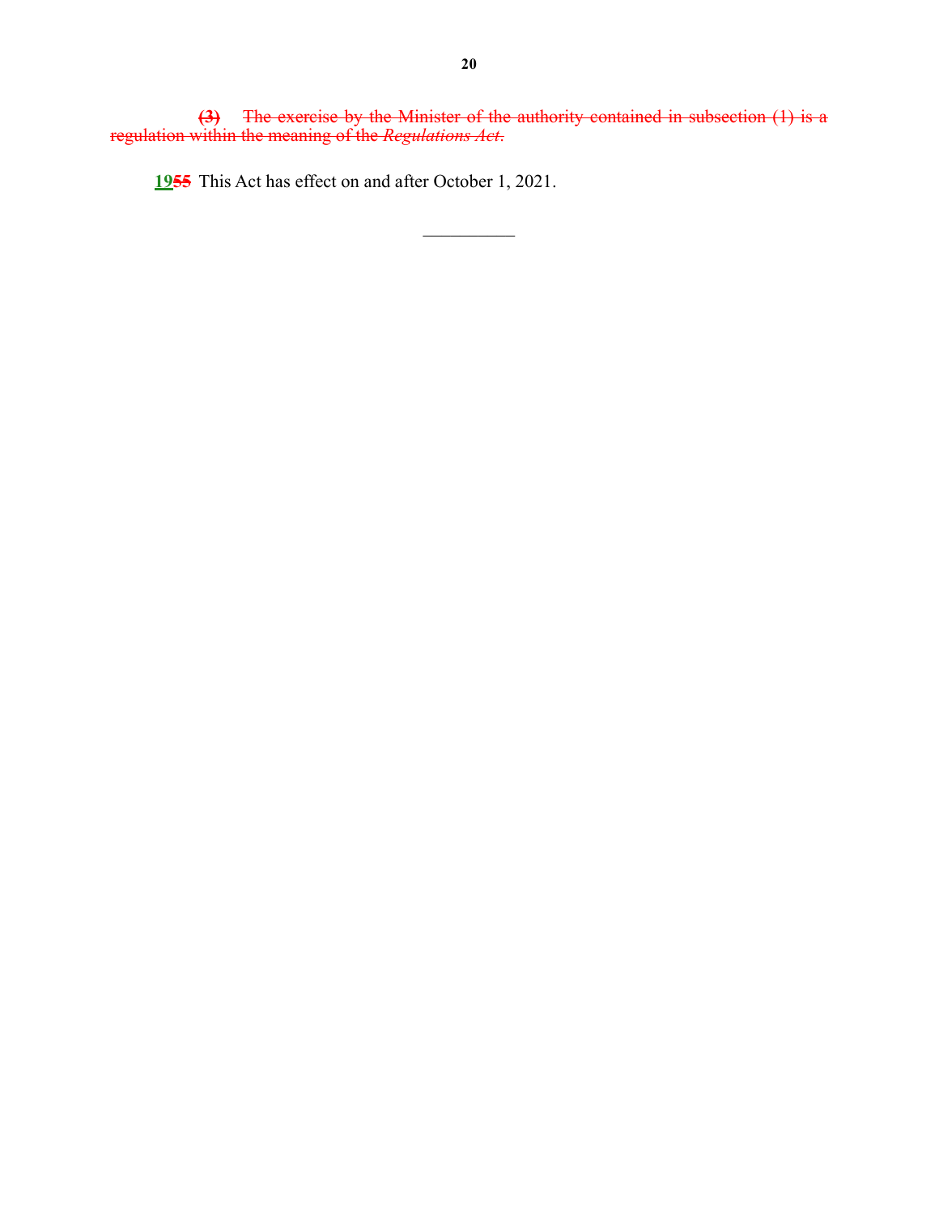~~**(3)** The exercise by the Minister of the authority contained in subsection (1) is a regulation within the meaning of the *Regulations Act*.~~

**19**~~**55**~~ This Act has effect on and after October 1, 2021.

---